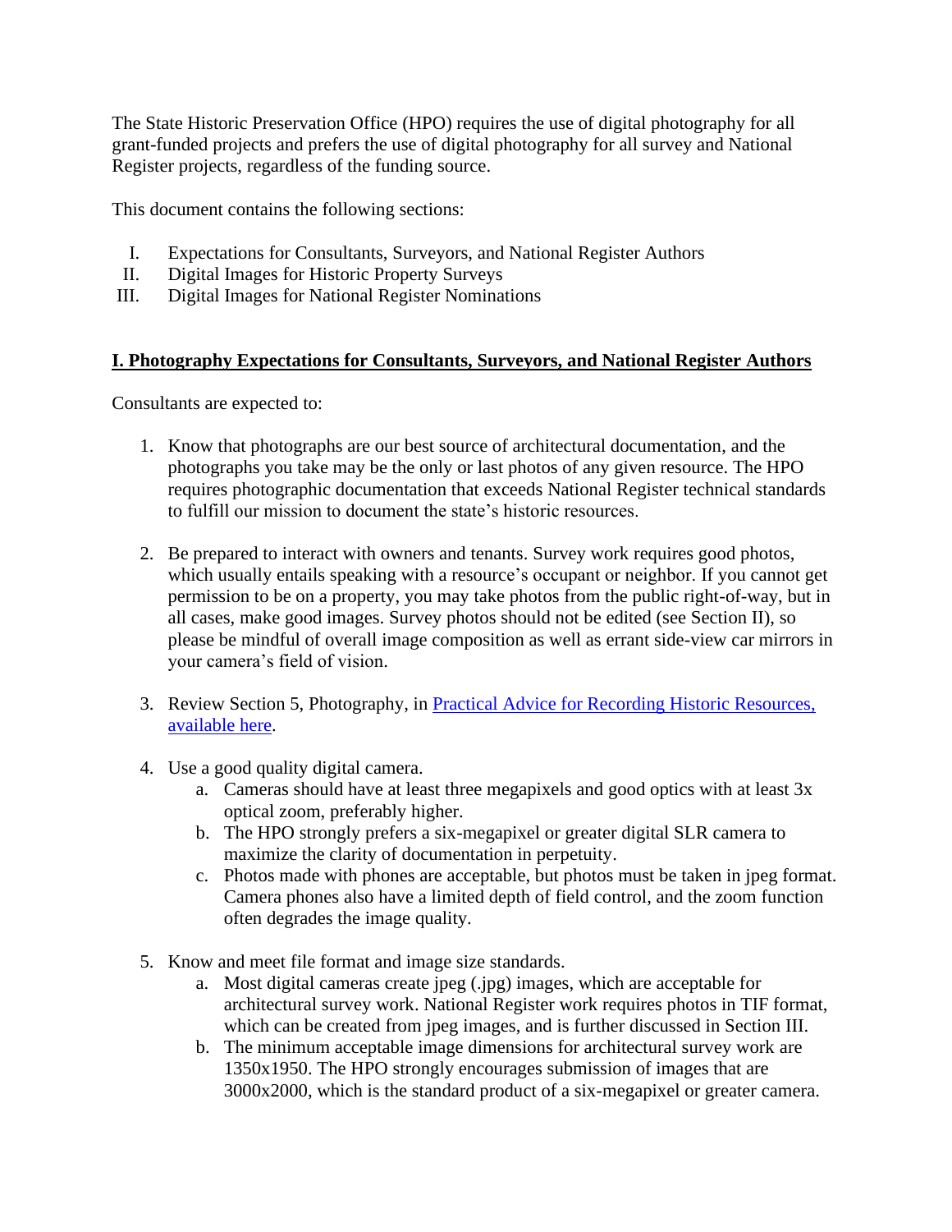The State Historic Preservation Office (HPO) requires the use of digital photography for all grant-funded projects and prefers the use of digital photography for all survey and National Register projects, regardless of the funding source.

This document contains the following sections:

I. Expectations for Consultants, Surveyors, and National Register Authors
II. Digital Images for Historic Property Surveys
III. Digital Images for National Register Nominations

## I. Photography Expectations for Consultants, Surveyors, and National Register Authors

Consultants are expected to:

1. Know that photographs are our best source of architectural documentation, and the photographs you take may be the only or last photos of any given resource. The HPO requires photographic documentation that exceeds National Register technical standards to fulfill our mission to document the state's historic resources.

2. Be prepared to interact with owners and tenants. Survey work requires good photos, which usually entails speaking with a resource's occupant or neighbor. If you cannot get permission to be on a property, you may take photos from the public right-of-way, but in all cases, make good images. Survey photos should not be edited (see Section II), so please be mindful of overall image composition as well as errant side-view car mirrors in your camera's field of vision.

3. Review Section 5, Photography, in Practical Advice for Recording Historic Resources, available here.

4. Use a good quality digital camera.
   a. Cameras should have at least three megapixels and good optics with at least 3x optical zoom, preferably higher.
   b. The HPO strongly prefers a six-megapixel or greater digital SLR camera to maximize the clarity of documentation in perpetuity.
   c. Photos made with phones are acceptable, but photos must be taken in jpeg format. Camera phones also have a limited depth of field control, and the zoom function often degrades the image quality.

5. Know and meet file format and image size standards.
   a. Most digital cameras create jpeg (.jpg) images, which are acceptable for architectural survey work. National Register work requires photos in TIF format, which can be created from jpeg images, and is further discussed in Section III.
   b. The minimum acceptable image dimensions for architectural survey work are 1350x1950. The HPO strongly encourages submission of images that are 3000x2000, which is the standard product of a six-megapixel or greater camera.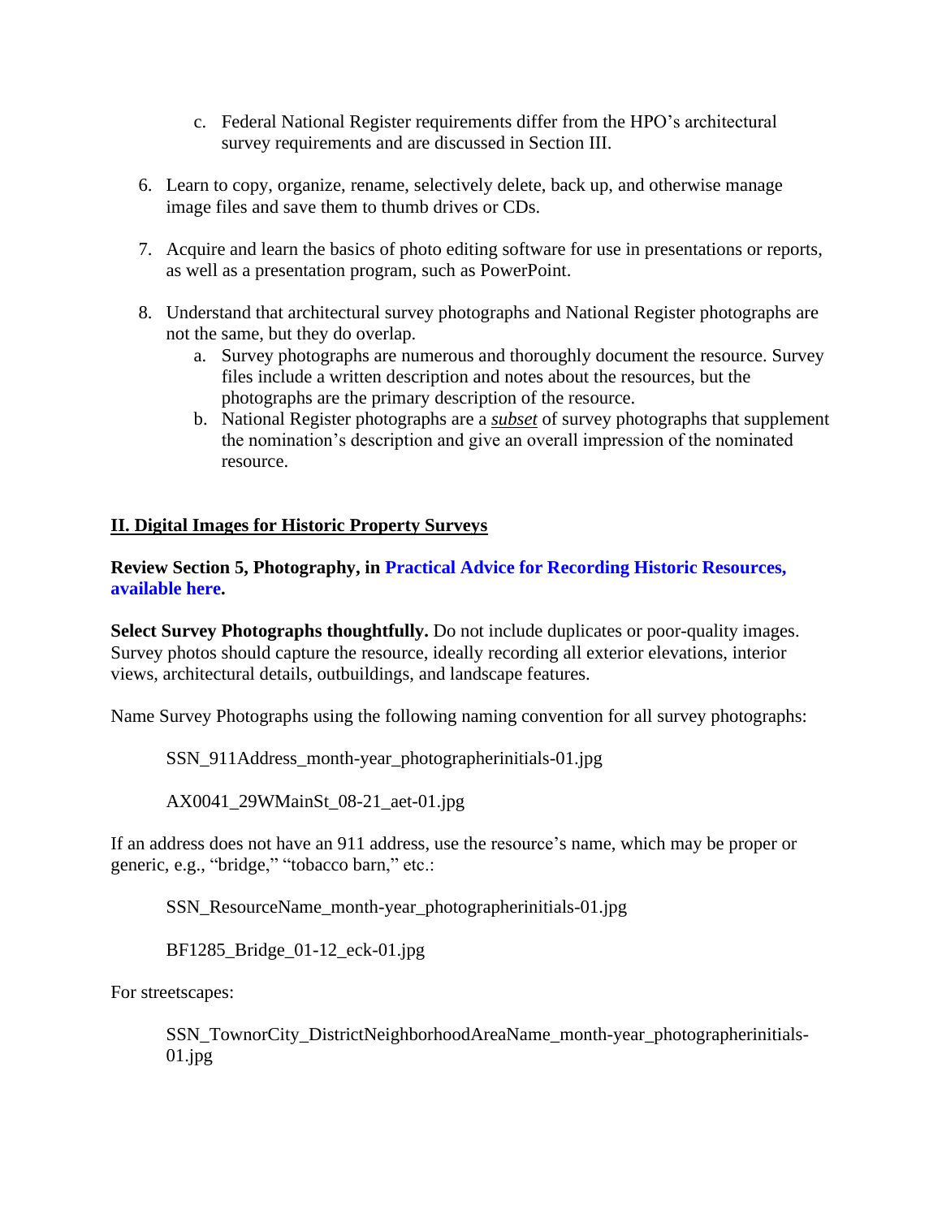c. Federal National Register requirements differ from the HPO's architectural survey requirements and are discussed in Section III.

6. Learn to copy, organize, rename, selectively delete, back up, and otherwise manage image files and save them to thumb drives or CDs.

7. Acquire and learn the basics of photo editing software for use in presentations or reports, as well as a presentation program, such as PowerPoint.

8. Understand that architectural survey photographs and National Register photographs are not the same, but they do overlap.
   a. Survey photographs are numerous and thoroughly document the resource. Survey files include a written description and notes about the resources, but the photographs are the primary description of the resource.
   b. National Register photographs are a ***subset*** of survey photographs that supplement the nomination's description and give an overall impression of the nominated resource.

## II. Digital Images for Historic Property Surveys

**Review Section 5, Photography, in Practical Advice for Recording Historic Resources, available here.**

**Select Survey Photographs thoughtfully.** Do not include duplicates or poor-quality images. Survey photos should capture the resource, ideally recording all exterior elevations, interior views, architectural details, outbuildings, and landscape features.

Name Survey Photographs using the following naming convention for all survey photographs:

SSN_911Address_month-year_photographerinitials-01.jpg

AX0041_29WMainSt_08-21_aet-01.jpg

If an address does not have an 911 address, use the resource's name, which may be proper or generic, e.g., "bridge," "tobacco barn," etc.:

SSN_ResourceName_month-year_photographerinitials-01.jpg

BF1285_Bridge_01-12_eck-01.jpg

For streetscapes:

SSN_TownorCity_DistrictNeighborhoodAreaName_month-year_photographerinitials-01.jpg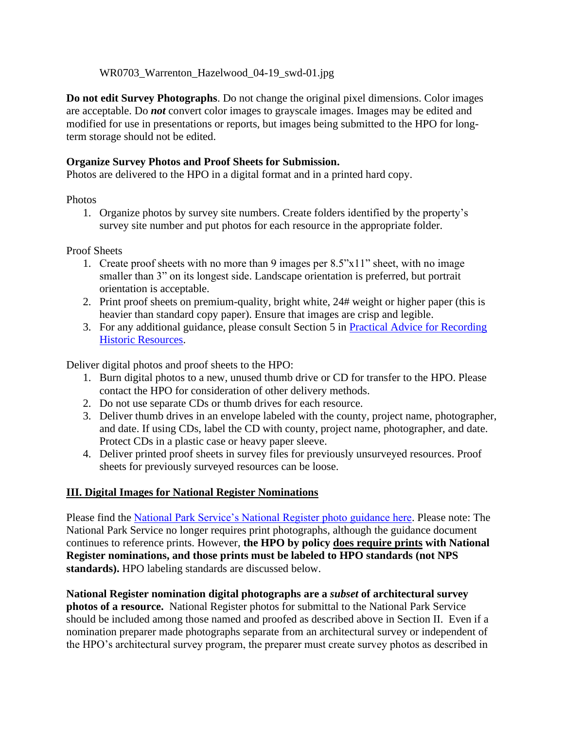WR0703_Warrenton_Hazelwood_04-19_swd-01.jpg

**Do not edit Survey Photographs**. Do not change the original pixel dimensions. Color images are acceptable. Do ***not*** convert color images to grayscale images. Images may be edited and modified for use in presentations or reports, but images being submitted to the HPO for long-term storage should not be edited.

**Organize Survey Photos and Proof Sheets for Submission.**
Photos are delivered to the HPO in a digital format and in a printed hard copy.

Photos

1. Organize photos by survey site numbers. Create folders identified by the property's survey site number and put photos for each resource in the appropriate folder.

Proof Sheets

1. Create proof sheets with no more than 9 images per 8.5"x11" sheet, with no image smaller than 3" on its longest side. Landscape orientation is preferred, but portrait orientation is acceptable.
2. Print proof sheets on premium-quality, bright white, 24# weight or higher paper (this is heavier than standard copy paper). Ensure that images are crisp and legible.
3. For any additional guidance, please consult Section 5 in [Practical Advice for Recording Historic Resources](#).

Deliver digital photos and proof sheets to the HPO:

1. Burn digital photos to a new, unused thumb drive or CD for transfer to the HPO. Please contact the HPO for consideration of other delivery methods.
2. Do not use separate CDs or thumb drives for each resource.
3. Deliver thumb drives in an envelope labeled with the county, project name, photographer, and date. If using CDs, label the CD with county, project name, photographer, and date. Protect CDs in a plastic case or heavy paper sleeve.
4. Deliver printed proof sheets in survey files for previously unsurveyed resources. Proof sheets for previously surveyed resources can be loose.

## III. Digital Images for National Register Nominations

Please find the [National Park Service's National Register photo guidance here](#). Please note: The National Park Service no longer requires print photographs, although the guidance document continues to reference prints. However, **the HPO by policy does require prints with National Register nominations, and those prints must be labeled to HPO standards (not NPS standards).** HPO labeling standards are discussed below.

**National Register nomination digital photographs are a *subset* of architectural survey photos of a resource.** National Register photos for submittal to the National Park Service should be included among those named and proofed as described above in Section II. Even if a nomination preparer made photographs separate from an architectural survey or independent of the HPO's architectural survey program, the preparer must create survey photos as described in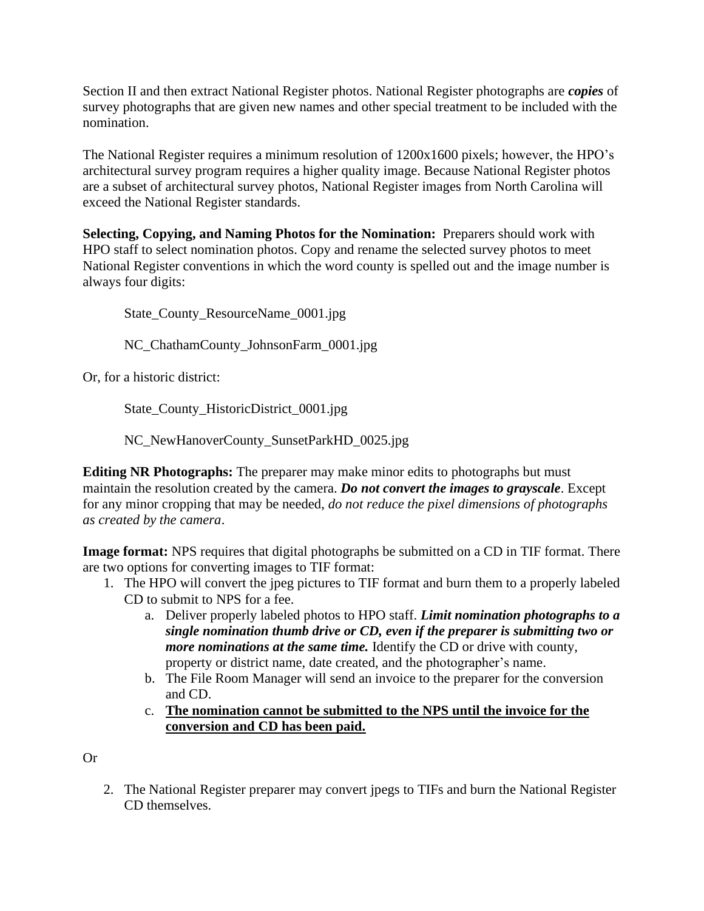Section II and then extract National Register photos. National Register photographs are ***copies*** of survey photographs that are given new names and other special treatment to be included with the nomination.

The National Register requires a minimum resolution of 1200x1600 pixels; however, the HPO's architectural survey program requires a higher quality image. Because National Register photos are a subset of architectural survey photos, National Register images from North Carolina will exceed the National Register standards.

**Selecting, Copying, and Naming Photos for the Nomination:** Preparers should work with HPO staff to select nomination photos. Copy and rename the selected survey photos to meet National Register conventions in which the word county is spelled out and the image number is always four digits:

State_County_ResourceName_0001.jpg

NC_ChathamCounty_JohnsonFarm_0001.jpg

Or, for a historic district:

State_County_HistoricDistrict_0001.jpg

NC_NewHanoverCounty_SunsetParkHD_0025.jpg

**Editing NR Photographs:** The preparer may make minor edits to photographs but must maintain the resolution created by the camera. ***Do not convert the images to grayscale***. Except for any minor cropping that may be needed, *do not reduce the pixel dimensions of photographs as created by the camera*.

**Image format:** NPS requires that digital photographs be submitted on a CD in TIF format. There are two options for converting images to TIF format:

1. The HPO will convert the jpeg pictures to TIF format and burn them to a properly labeled CD to submit to NPS for a fee.
   a. Deliver properly labeled photos to HPO staff. ***Limit nomination photographs to a single nomination thumb drive or CD, even if the preparer is submitting two or more nominations at the same time.*** Identify the CD or drive with county, property or district name, date created, and the photographer's name.
   b. The File Room Manager will send an invoice to the preparer for the conversion and CD.
   c. **<u>The nomination cannot be submitted to the NPS until the invoice for the conversion and CD has been paid.</u>**

Or

2. The National Register preparer may convert jpegs to TIFs and burn the National Register CD themselves.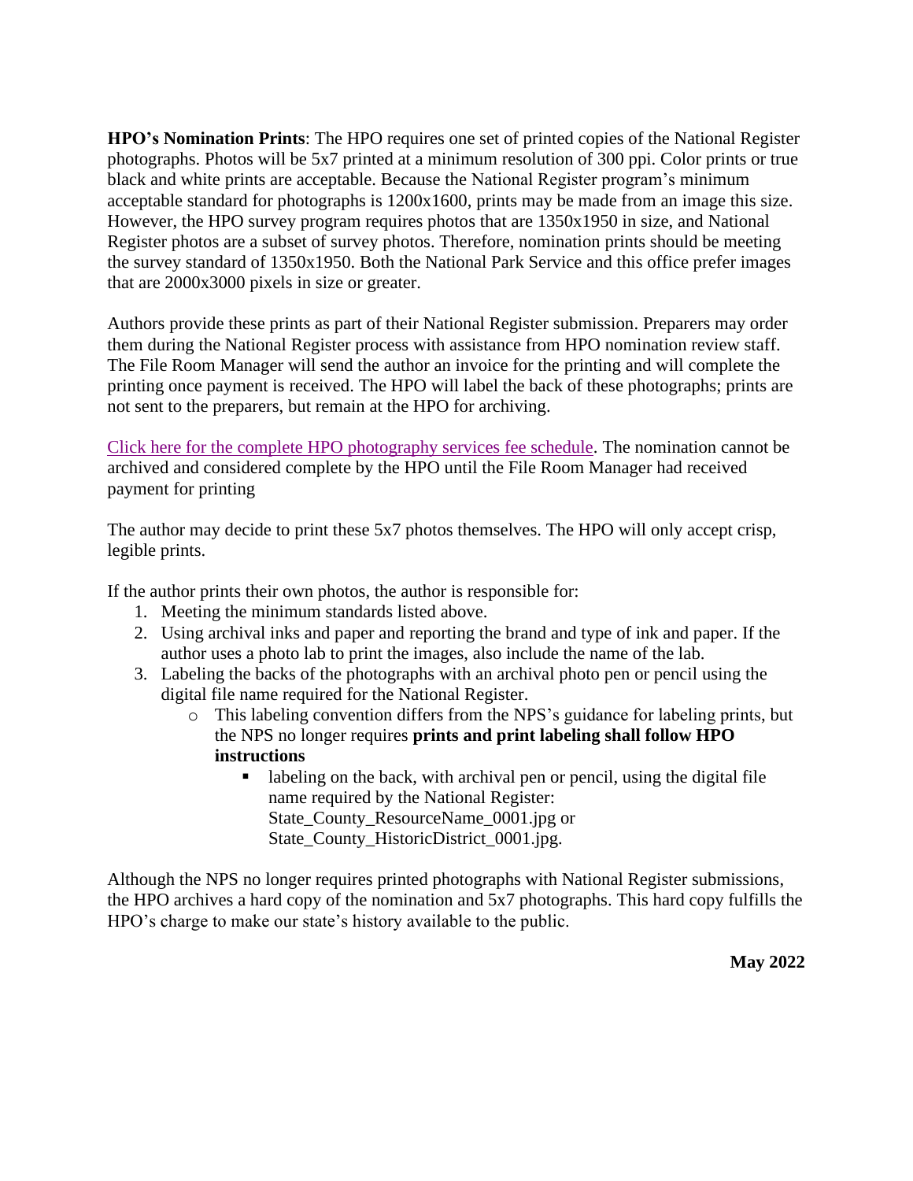**HPO's Nomination Prints**: The HPO requires one set of printed copies of the National Register photographs. Photos will be 5x7 printed at a minimum resolution of 300 ppi. Color prints or true black and white prints are acceptable. Because the National Register program's minimum acceptable standard for photographs is 1200x1600, prints may be made from an image this size. However, the HPO survey program requires photos that are 1350x1950 in size, and National Register photos are a subset of survey photos. Therefore, nomination prints should be meeting the survey standard of 1350x1950. Both the National Park Service and this office prefer images that are 2000x3000 pixels in size or greater.

Authors provide these prints as part of their National Register submission. Preparers may order them during the National Register process with assistance from HPO nomination review staff. The File Room Manager will send the author an invoice for the printing and will complete the printing once payment is received. The HPO will label the back of these photographs; prints are not sent to the preparers, but remain at the HPO for archiving.

Click here for the complete HPO photography services fee schedule. The nomination cannot be archived and considered complete by the HPO until the File Room Manager had received payment for printing

The author may decide to print these 5x7 photos themselves. The HPO will only accept crisp, legible prints.

If the author prints their own photos, the author is responsible for:

1. Meeting the minimum standards listed above.
2. Using archival inks and paper and reporting the brand and type of ink and paper. If the author uses a photo lab to print the images, also include the name of the lab.
3. Labeling the backs of the photographs with an archival photo pen or pencil using the digital file name required for the National Register.
    - This labeling convention differs from the NPS's guidance for labeling prints, but the NPS no longer requires **prints and print labeling shall follow HPO instructions**
        - labeling on the back, with archival pen or pencil, using the digital file name required by the National Register: State_County_ResourceName_0001.jpg or State_County_HistoricDistrict_0001.jpg.

Although the NPS no longer requires printed photographs with National Register submissions, the HPO archives a hard copy of the nomination and 5x7 photographs. This hard copy fulfills the HPO's charge to make our state's history available to the public.

**May 2022**